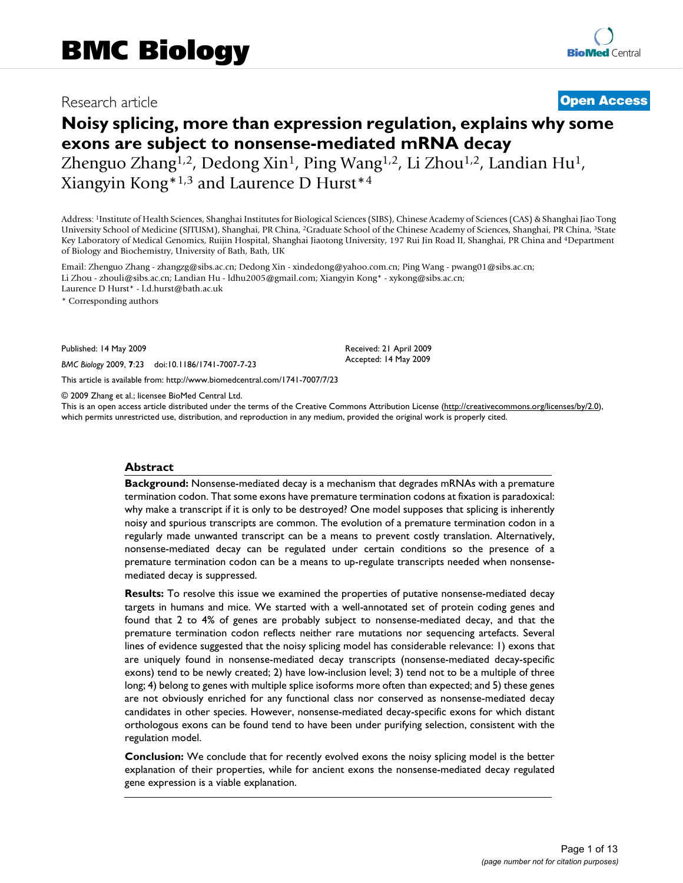# BMC Biology

Research article

**Open Access**

# Noisy splicing, more than expression regulation, explains why some exons are subject to nonsense-mediated mRNA decay

Zhenguo Zhang[1,2], Dedong Xin[1], Ping Wang[1,2], Li Zhou[1,2], Landian Hu[1], Xiangyin Kong*[1,3] and Laurence D Hurst*[4]

Address: [1]Institute of Health Sciences, Shanghai Institutes for Biological Sciences (SIBS), Chinese Academy of Sciences (CAS) & Shanghai Jiao Tong University School of Medicine (SJTUSM), Shanghai, PR China, [2]Graduate School of the Chinese Academy of Sciences, Shanghai, PR China, [3]State Key Laboratory of Medical Genomics, Ruijin Hospital, Shanghai Jiaotong University, 197 Rui Jin Road II, Shanghai, PR China and [4]Department of Biology and Biochemistry, University of Bath, Bath, UK

Email: Zhenguo Zhang - zhangzg@sibs.ac.cn; Dedong Xin - xindedong@yahoo.com.cn; Ping Wang - pwang01@sibs.ac.cn; Li Zhou - zhouli@sibs.ac.cn; Landian Hu - ldhu2005@gmail.com; Xiangyin Kong* - xykong@sibs.ac.cn; Laurence D Hurst* - l.d.hurst@bath.ac.uk

\* Corresponding authors

Published: 14 May 2009

*BMC Biology* 2009, **7**:23 doi:10.1186/1741-7007-7-23

Received: 21 April 2009
Accepted: 14 May 2009

This article is available from: http://www.biomedcentral.com/1741-7007/7/23

© 2009 Zhang et al.; licensee BioMed Central Ltd.
This is an open access article distributed under the terms of the Creative Commons Attribution License (http://creativecommons.org/licenses/by/2.0), which permits unrestricted use, distribution, and reproduction in any medium, provided the original work is properly cited.

## Abstract

**Background:** Nonsense-mediated decay is a mechanism that degrades mRNAs with a premature termination codon. That some exons have premature termination codons at fixation is paradoxical: why make a transcript if it is only to be destroyed? One model supposes that splicing is inherently noisy and spurious transcripts are common. The evolution of a premature termination codon in a regularly made unwanted transcript can be a means to prevent costly translation. Alternatively, nonsense-mediated decay can be regulated under certain conditions so the presence of a premature termination codon can be a means to up-regulate transcripts needed when nonsense-mediated decay is suppressed.

**Results:** To resolve this issue we examined the properties of putative nonsense-mediated decay targets in humans and mice. We started with a well-annotated set of protein coding genes and found that 2 to 4% of genes are probably subject to nonsense-mediated decay, and that the premature termination codon reflects neither rare mutations nor sequencing artefacts. Several lines of evidence suggested that the noisy splicing model has considerable relevance: 1) exons that are uniquely found in nonsense-mediated decay transcripts (nonsense-mediated decay-specific exons) tend to be newly created; 2) have low-inclusion level; 3) tend not to be a multiple of three long; 4) belong to genes with multiple splice isoforms more often than expected; and 5) these genes are not obviously enriched for any functional class nor conserved as nonsense-mediated decay candidates in other species. However, nonsense-mediated decay-specific exons for which distant orthologous exons can be found tend to have been under purifying selection, consistent with the regulation model.

**Conclusion:** We conclude that for recently evolved exons the noisy splicing model is the better explanation of their properties, while for ancient exons the nonsense-mediated decay regulated gene expression is a viable explanation.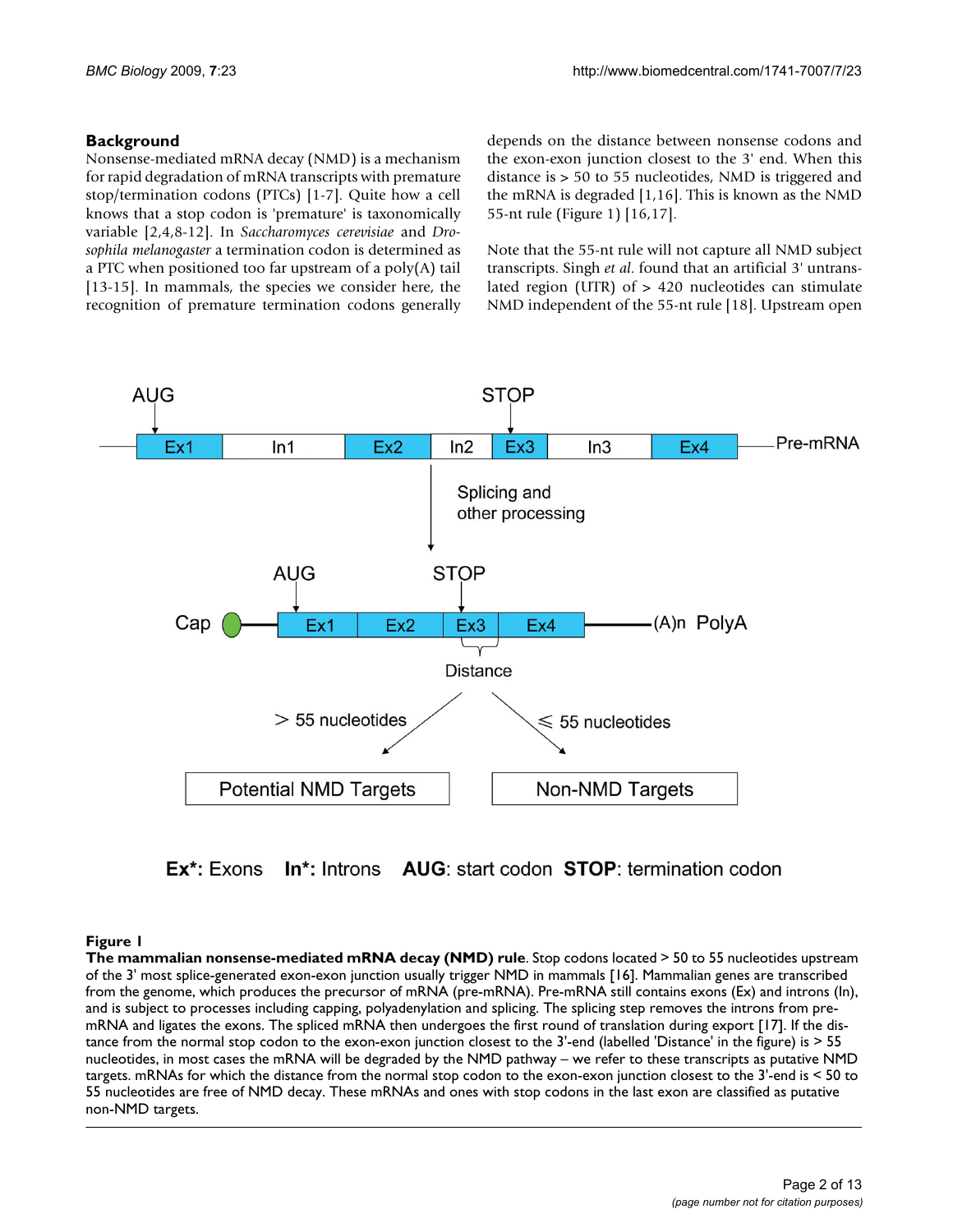## Background

Nonsense-mediated mRNA decay (NMD) is a mechanism for rapid degradation of mRNA transcripts with premature stop/termination codons (PTCs) [1-7]. Quite how a cell knows that a stop codon is 'premature' is taxonomically variable [2,4,8-12]. In *Saccharomyces cerevisiae* and *Drosophila melanogaster* a termination codon is determined as a PTC when positioned too far upstream of a poly(A) tail [13-15]. In mammals, the species we consider here, the recognition of premature termination codons generally depends on the distance between nonsense codons and the exon-exon junction closest to the 3' end. When this distance is > 50 to 55 nucleotides, NMD is triggered and the mRNA is degraded [1,16]. This is known as the NMD 55-nt rule (Figure 1) [16,17].

Note that the 55-nt rule will not capture all NMD subject transcripts. Singh *et al.* found that an artificial 3' untranslated region (UTR) of > 420 nucleotides can stimulate NMD independent of the 55-nt rule [18]. Upstream open

**Figure 1**

**The mammalian nonsense-mediated mRNA decay (NMD) rule**. Stop codons located > 50 to 55 nucleotides upstream of the 3' most splice-generated exon-exon junction usually trigger NMD in mammals [16]. Mammalian genes are transcribed from the genome, which produces the precursor of mRNA (pre-mRNA). Pre-mRNA still contains exons (Ex) and introns (In), and is subject to processes including capping, polyadenylation and splicing. The splicing step removes the introns from pre-mRNA and ligates the exons. The spliced mRNA then undergoes the first round of translation during export [17]. If the distance from the normal stop codon to the exon-exon junction closest to the 3'-end (labelled 'Distance' in the figure) is > 55 nucleotides, in most cases the mRNA will be degraded by the NMD pathway – we refer to these transcripts as putative NMD targets. mRNAs for which the distance from the normal stop codon to the exon-exon junction closest to the 3'-end is < 50 to 55 nucleotides are free of NMD decay. These mRNAs and ones with stop codons in the last exon are classified as putative non-NMD targets.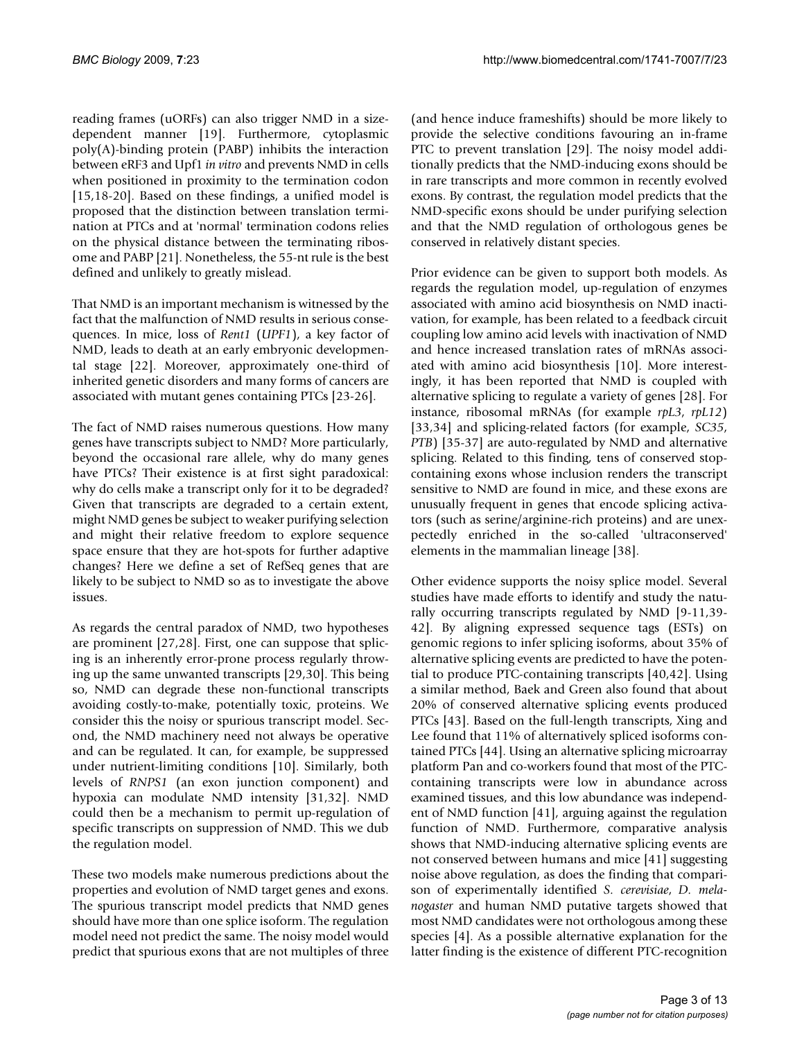reading frames (uORFs) can also trigger NMD in a size-dependent manner [19]. Furthermore, cytoplasmic poly(A)-binding protein (PABP) inhibits the interaction between eRF3 and Upf1 *in vitro* and prevents NMD in cells when positioned in proximity to the termination codon [15,18-20]. Based on these findings, a unified model is proposed that the distinction between translation termination at PTCs and at 'normal' termination codons relies on the physical distance between the terminating ribosome and PABP [21]. Nonetheless, the 55-nt rule is the best defined and unlikely to greatly mislead.

That NMD is an important mechanism is witnessed by the fact that the malfunction of NMD results in serious consequences. In mice, loss of *Rent1* (*UPF1*), a key factor of NMD, leads to death at an early embryonic developmental stage [22]. Moreover, approximately one-third of inherited genetic disorders and many forms of cancers are associated with mutant genes containing PTCs [23-26].

The fact of NMD raises numerous questions. How many genes have transcripts subject to NMD? More particularly, beyond the occasional rare allele, why do many genes have PTCs? Their existence is at first sight paradoxical: why do cells make a transcript only for it to be degraded? Given that transcripts are degraded to a certain extent, might NMD genes be subject to weaker purifying selection and might their relative freedom to explore sequence space ensure that they are hot-spots for further adaptive changes? Here we define a set of RefSeq genes that are likely to be subject to NMD so as to investigate the above issues.

As regards the central paradox of NMD, two hypotheses are prominent [27,28]. First, one can suppose that splicing is an inherently error-prone process regularly throwing up the same unwanted transcripts [29,30]. This being so, NMD can degrade these non-functional transcripts avoiding costly-to-make, potentially toxic, proteins. We consider this the noisy or spurious transcript model. Second, the NMD machinery need not always be operative and can be regulated. It can, for example, be suppressed under nutrient-limiting conditions [10]. Similarly, both levels of *RNPS1* (an exon junction component) and hypoxia can modulate NMD intensity [31,32]. NMD could then be a mechanism to permit up-regulation of specific transcripts on suppression of NMD. This we dub the regulation model.

These two models make numerous predictions about the properties and evolution of NMD target genes and exons. The spurious transcript model predicts that NMD genes should have more than one splice isoform. The regulation model need not predict the same. The noisy model would predict that spurious exons that are not multiples of three (and hence induce frameshifts) should be more likely to provide the selective conditions favouring an in-frame PTC to prevent translation [29]. The noisy model additionally predicts that the NMD-inducing exons should be in rare transcripts and more common in recently evolved exons. By contrast, the regulation model predicts that the NMD-specific exons should be under purifying selection and that the NMD regulation of orthologous genes be conserved in relatively distant species.

Prior evidence can be given to support both models. As regards the regulation model, up-regulation of enzymes associated with amino acid biosynthesis on NMD inactivation, for example, has been related to a feedback circuit coupling low amino acid levels with inactivation of NMD and hence increased translation rates of mRNAs associated with amino acid biosynthesis [10]. More interestingly, it has been reported that NMD is coupled with alternative splicing to regulate a variety of genes [28]. For instance, ribosomal mRNAs (for example *rpL3*, *rpL12*) [33,34] and splicing-related factors (for example, *SC35*, *PTB*) [35-37] are auto-regulated by NMD and alternative splicing. Related to this finding, tens of conserved stop-containing exons whose inclusion renders the transcript sensitive to NMD are found in mice, and these exons are unusually frequent in genes that encode splicing activators (such as serine/arginine-rich proteins) and are unexpectedly enriched in the so-called 'ultraconserved' elements in the mammalian lineage [38].

Other evidence supports the noisy splice model. Several studies have made efforts to identify and study the naturally occurring transcripts regulated by NMD [9-11,39-42]. By aligning expressed sequence tags (ESTs) on genomic regions to infer splicing isoforms, about 35% of alternative splicing events are predicted to have the potential to produce PTC-containing transcripts [40,42]. Using a similar method, Baek and Green also found that about 20% of conserved alternative splicing events produced PTCs [43]. Based on the full-length transcripts, Xing and Lee found that 11% of alternatively spliced isoforms contained PTCs [44]. Using an alternative splicing microarray platform Pan and co-workers found that most of the PTC-containing transcripts were low in abundance across examined tissues, and this low abundance was independent of NMD function [41], arguing against the regulation function of NMD. Furthermore, comparative analysis shows that NMD-inducing alternative splicing events are not conserved between humans and mice [41] suggesting noise above regulation, as does the finding that comparison of experimentally identified *S. cerevisiae*, *D. melanogaster* and human NMD putative targets showed that most NMD candidates were not orthologous among these species [4]. As a possible alternative explanation for the latter finding is the existence of different PTC-recognition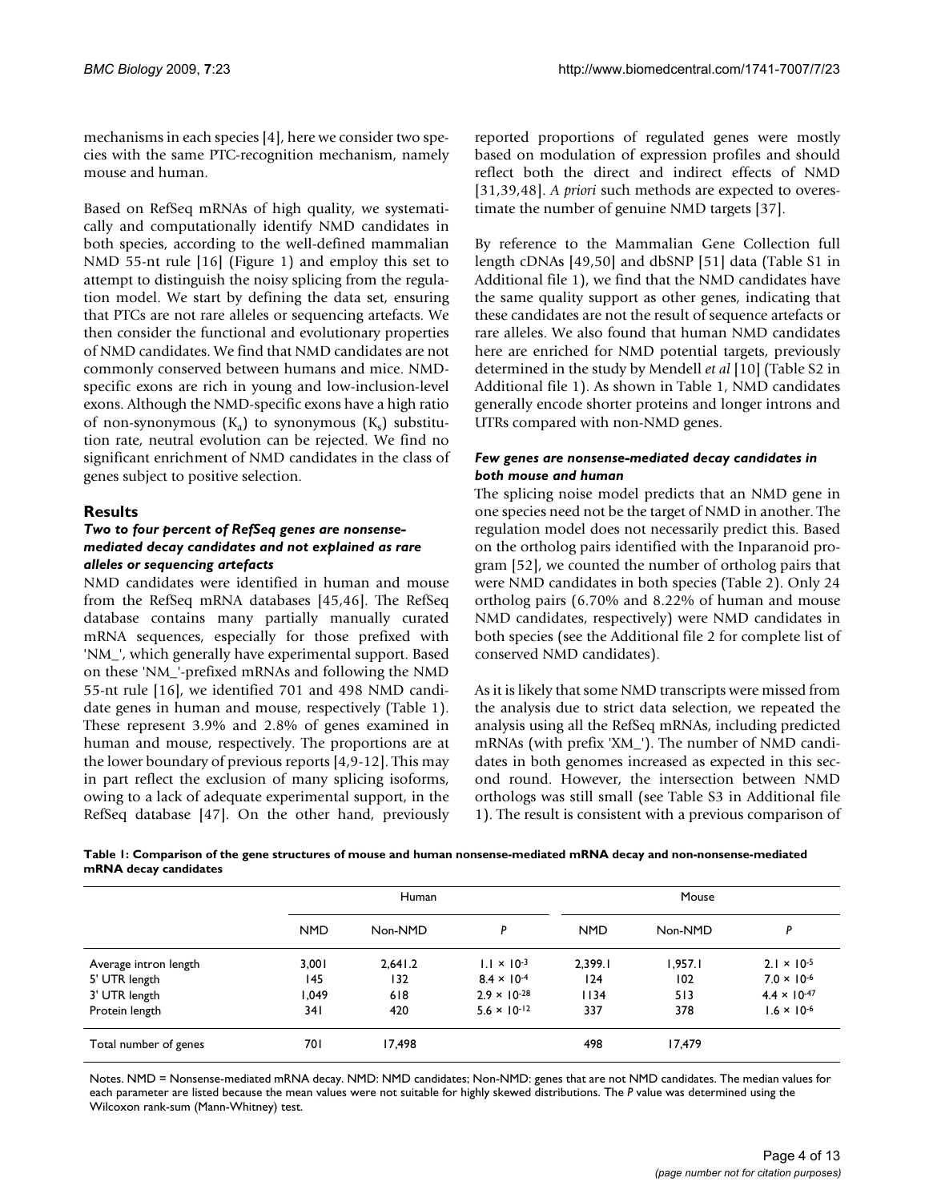mechanisms in each species [4], here we consider two species with the same PTC-recognition mechanism, namely mouse and human.

Based on RefSeq mRNAs of high quality, we systematically and computationally identify NMD candidates in both species, according to the well-defined mammalian NMD 55-nt rule [16] (Figure 1) and employ this set to attempt to distinguish the noisy splicing from the regulation model. We start by defining the data set, ensuring that PTCs are not rare alleles or sequencing artefacts. We then consider the functional and evolutionary properties of NMD candidates. We find that NMD candidates are not commonly conserved between humans and mice. NMD-specific exons are rich in young and low-inclusion-level exons. Although the NMD-specific exons have a high ratio of non-synonymous ($K_a$) to synonymous ($K_s$) substitution rate, neutral evolution can be rejected. We find no significant enrichment of NMD candidates in the class of genes subject to positive selection.

## Results

### *Two to four percent of RefSeq genes are nonsense-mediated decay candidates and not explained as rare alleles or sequencing artefacts*

NMD candidates were identified in human and mouse from the RefSeq mRNA databases [45,46]. The RefSeq database contains many partially manually curated mRNA sequences, especially for those prefixed with 'NM_', which generally have experimental support. Based on these 'NM_'-prefixed mRNAs and following the NMD 55-nt rule [16], we identified 701 and 498 NMD candidate genes in human and mouse, respectively (Table 1). These represent 3.9% and 2.8% of genes examined in human and mouse, respectively. The proportions are at the lower boundary of previous reports [4,9-12]. This may in part reflect the exclusion of many splicing isoforms, owing to a lack of adequate experimental support, in the RefSeq database [47]. On the other hand, previously reported proportions of regulated genes were mostly based on modulation of expression profiles and should reflect both the direct and indirect effects of NMD [31,39,48]. *A priori* such methods are expected to overestimate the number of genuine NMD targets [37].

By reference to the Mammalian Gene Collection full length cDNAs [49,50] and dbSNP [51] data (Table S1 in Additional file 1), we find that the NMD candidates have the same quality support as other genes, indicating that these candidates are not the result of sequence artefacts or rare alleles. We also found that human NMD candidates here are enriched for NMD potential targets, previously determined in the study by Mendell *et al* [10] (Table S2 in Additional file 1). As shown in Table 1, NMD candidates generally encode shorter proteins and longer introns and UTRs compared with non-NMD genes.

### *Few genes are nonsense-mediated decay candidates in both mouse and human*

The splicing noise model predicts that an NMD gene in one species need not be the target of NMD in another. The regulation model does not necessarily predict this. Based on the ortholog pairs identified with the Inparanoid program [52], we counted the number of ortholog pairs that were NMD candidates in both species (Table 2). Only 24 ortholog pairs (6.70% and 8.22% of human and mouse NMD candidates, respectively) were NMD candidates in both species (see the Additional file 2 for complete list of conserved NMD candidates).

As it is likely that some NMD transcripts were missed from the analysis due to strict data selection, we repeated the analysis using all the RefSeq mRNAs, including predicted mRNAs (with prefix 'XM_'). The number of NMD candidates in both genomes increased as expected in this second round. However, the intersection between NMD orthologs was still small (see Table S3 in Additional file 1). The result is consistent with a previous comparison of

**Table 1: Comparison of the gene structures of mouse and human nonsense-mediated mRNA decay and non-nonsense-mediated mRNA decay candidates**

| | Human | | | Mouse | | |
|---|---|---|---|---|---|---|
| | NMD | Non-NMD | *P* | NMD | Non-NMD | *P* |
| Average intron length | 3,001 | 2,641.2 | $1.1 \times 10^{-3}$ | 2,399.1 | 1,957.1 | $2.1 \times 10^{-5}$ |
| 5' UTR length | 145 | 132 | $8.4 \times 10^{-4}$ | 124 | 102 | $7.0 \times 10^{-6}$ |
| 3' UTR length | 1,049 | 618 | $2.9 \times 10^{-28}$ | 1134 | 513 | $4.4 \times 10^{-47}$ |
| Protein length | 341 | 420 | $5.6 \times 10^{-12}$ | 337 | 378 | $1.6 \times 10^{-6}$ |
| Total number of genes | 701 | 17,498 | | 498 | 17,479 | |

Notes. NMD = Nonsense-mediated mRNA decay. NMD: NMD candidates; Non-NMD: genes that are not NMD candidates. The median values for each parameter are listed because the mean values were not suitable for highly skewed distributions. The *P* value was determined using the Wilcoxon rank-sum (Mann-Whitney) test.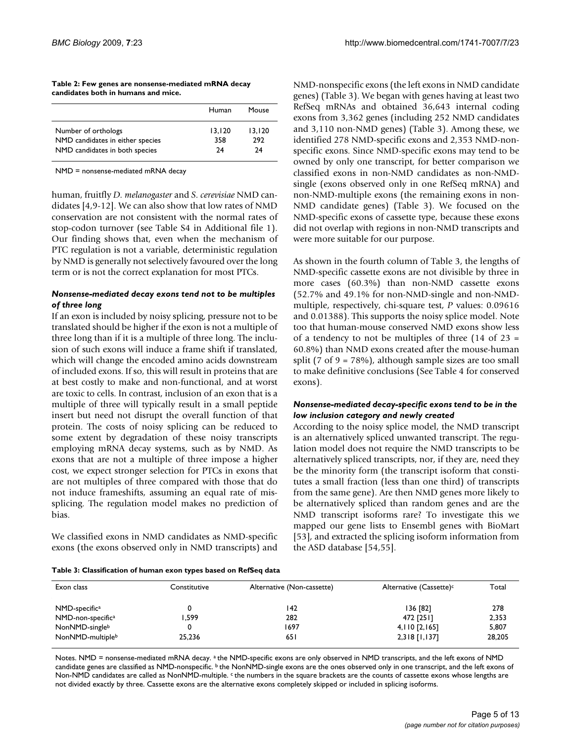**Table 2: Few genes are nonsense-mediated mRNA decay candidates both in humans and mice.**

| | Human | Mouse |
|---|---|---|
| Number of orthologs | 13,120 | 13,120 |
| NMD candidates in either species | 358 | 292 |
| NMD candidates in both species | 24 | 24 |

NMD = nonsense-mediated mRNA decay

human, fruitfly *D. melanogaster* and *S. cerevisiae* NMD candidates [4,9-12]. We can also show that low rates of NMD conservation are not consistent with the normal rates of stop-codon turnover (see Table S4 in Additional file 1). Our finding shows that, even when the mechanism of PTC regulation is not a variable, deterministic regulation by NMD is generally not selectively favoured over the long term or is not the correct explanation for most PTCs.

### *Nonsense-mediated decay exons tend not to be multiples of three long*

If an exon is included by noisy splicing, pressure not to be translated should be higher if the exon is not a multiple of three long than if it is a multiple of three long. The inclusion of such exons will induce a frame shift if translated, which will change the encoded amino acids downstream of included exons. If so, this will result in proteins that are at best costly to make and non-functional, and at worst are toxic to cells. In contrast, inclusion of an exon that is a multiple of three will typically result in a small peptide insert but need not disrupt the overall function of that protein. The costs of noisy splicing can be reduced to some extent by degradation of these noisy transcripts employing mRNA decay systems, such as by NMD. As exons that are not a multiple of three impose a higher cost, we expect stronger selection for PTCs in exons that are not multiples of three compared with those that do not induce frameshifts, assuming an equal rate of mis-splicing. The regulation model makes no prediction of bias.

We classified exons in NMD candidates as NMD-specific exons (the exons observed only in NMD transcripts) and NMD-nonspecific exons (the left exons in NMD candidate genes) (Table 3). We began with genes having at least two RefSeq mRNAs and obtained 36,643 internal coding exons from 3,362 genes (including 252 NMD candidates and 3,110 non-NMD genes) (Table 3). Among these, we identified 278 NMD-specific exons and 2,353 NMD-non-specific exons. Since NMD-specific exons may tend to be owned by only one transcript, for better comparison we classified exons in non-NMD candidates as non-NMD-single (exons observed only in one RefSeq mRNA) and non-NMD-multiple exons (the remaining exons in non-NMD candidate genes) (Table 3). We focused on the NMD-specific exons of cassette type, because these exons did not overlap with regions in non-NMD transcripts and were more suitable for our purpose.

As shown in the fourth column of Table 3, the lengths of NMD-specific cassette exons are not divisible by three in more cases (60.3%) than non-NMD cassette exons (52.7% and 49.1% for non-NMD-single and non-NMD-multiple, respectively, chi-square test, *P* values: 0.09616 and 0.01388). This supports the noisy splice model. Note too that human-mouse conserved NMD exons show less of a tendency to not be multiples of three (14 of 23 = 60.8%) than NMD exons created after the mouse-human split (7 of 9 = 78%), although sample sizes are too small to make definitive conclusions (See Table 4 for conserved exons).

### *Nonsense-mediated decay-specific exons tend to be in the low inclusion category and newly created*

According to the noisy splice model, the NMD transcript is an alternatively spliced unwanted transcript. The regulation model does not require the NMD transcripts to be alternatively spliced transcripts, nor, if they are, need they be the minority form (the transcript isoform that constitutes a small fraction (less than one third) of transcripts from the same gene). Are then NMD genes more likely to be alternatively spliced than random genes and are the NMD transcript isoforms rare? To investigate this we mapped our gene lists to Ensembl genes with BioMart [53], and extracted the splicing isoform information from the ASD database [54,55].

**Table 3: Classification of human exon types based on RefSeq data**

| Exon class | Constitutive | Alternative (Non-cassette) | Alternative (Cassette)[c] | Total |
|---|---|---|---|---|
| NMD-specific[a] | 0 | 142 | 136 [82] | 278 |
| NMD-non-specific[a] | 1,599 | 282 | 472 [251] | 2,353 |
| NonNMD-single[b] | 0 | 1697 | 4,110 [2,165] | 5,807 |
| NonNMD-multiple[b] | 25,236 | 651 | 2,318 [1,137] | 28,205 |

Notes. NMD = nonsense-mediated mRNA decay. [a] the NMD-specific exons are only observed in NMD transcripts, and the left exons of NMD candidate genes are classified as NMD-nonspecific. [b] the NonNMD-single exons are the ones observed only in one transcript, and the left exons of Non-NMD candidates are called as NonNMD-multiple. [c] the numbers in the square brackets are the counts of cassette exons whose lengths are not divided exactly by three. Cassette exons are the alternative exons completely skipped or included in splicing isoforms.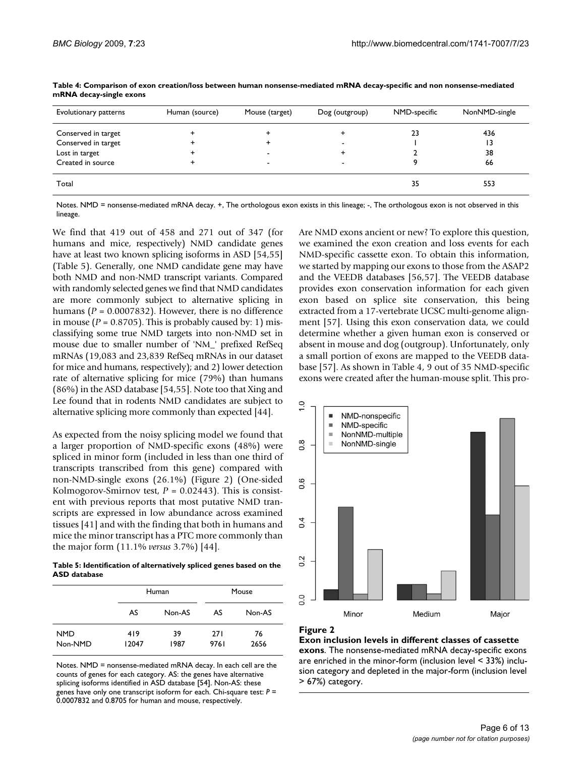**Table 4: Comparison of exon creation/loss between human nonsense-mediated mRNA decay-specific and non nonsense-mediated mRNA decay-single exons**

| Evolutionary patterns | Human (source) | Mouse (target) | Dog (outgroup) | NMD-specific | NonNMD-single |
|---|---|---|---|---|---|
| Conserved in target | + | + | + | 23 | 436 |
| Conserved in target | + | + | - | 1 | 13 |
| Lost in target | + | - | + | 2 | 38 |
| Created in source | + | - | - | 9 | 66 |
| Total | | | | 35 | 553 |

Notes. NMD = nonsense-mediated mRNA decay. +, The orthologous exon exists in this lineage; -, The orthologous exon is not observed in this lineage.

We find that 419 out of 458 and 271 out of 347 (for humans and mice, respectively) NMD candidate genes have at least two known splicing isoforms in ASD [54,55] (Table 5). Generally, one NMD candidate gene may have both NMD and non-NMD transcript variants. Compared with randomly selected genes we find that NMD candidates are more commonly subject to alternative splicing in humans ($P = 0.0007832$). However, there is no difference in mouse ($P = 0.8705$). This is probably caused by: 1) misclassifying some true NMD targets into non-NMD set in mouse due to smaller number of 'NM_' prefixed RefSeq mRNAs (19,083 and 23,839 RefSeq mRNAs in our dataset for mice and humans, respectively); and 2) lower detection rate of alternative splicing for mice (79%) than humans (86%) in the ASD database [54,55]. Note too that Xing and Lee found that in rodents NMD candidates are subject to alternative splicing more commonly than expected [44].

As expected from the noisy splicing model we found that a larger proportion of NMD-specific exons (48%) were spliced in minor form (included in less than one third of transcripts transcribed from this gene) compared with non-NMD-single exons (26.1%) (Figure 2) (One-sided Kolmogorov-Smirnov test, $P = 0.02443$). This is consistent with previous reports that most putative NMD transcripts are expressed in low abundance across examined tissues [41] and with the finding that both in humans and mice the minor transcript has a PTC more commonly than the major form (11.1% *versus* 3.7%) [44].

**Table 5: Identification of alternatively spliced genes based on the ASD database**

| | Human | | Mouse | |
|---|---|---|---|---|
| | AS | Non-AS | AS | Non-AS |
| NMD | 419 | 39 | 271 | 76 |
| Non-NMD | 12047 | 1987 | 9761 | 2656 |

Notes. NMD = nonsense-mediated mRNA decay. In each cell are the counts of genes for each category. AS: the genes have alternative splicing isoforms identified in ASD database [54]. Non-AS: these genes have only one transcript isoform for each. Chi-square test: $P = 0.0007832$ and 0.8705 for human and mouse, respectively.

Are NMD exons ancient or new? To explore this question, we examined the exon creation and loss events for each NMD-specific cassette exon. To obtain this information, we started by mapping our exons to those from the ASAP2 and the VEEDB databases [56,57]. The VEEDB database provides exon conservation information for each given exon based on splice site conservation, this being extracted from a 17-vertebrate UCSC multi-genome alignment [57]. Using this exon conservation data, we could determine whether a given human exon is conserved or absent in mouse and dog (outgroup). Unfortunately, only a small portion of exons are mapped to the VEEDB database [57]. As shown in Table 4, 9 out of 35 NMD-specific exons were created after the human-mouse split. This pro-

**Figure 2**

**Exon inclusion levels in different classes of cassette exons**. The nonsense-mediated mRNA decay-specific exons are enriched in the minor-form (inclusion level < 33%) inclusion category and depleted in the major-form (inclusion level > 67%) category.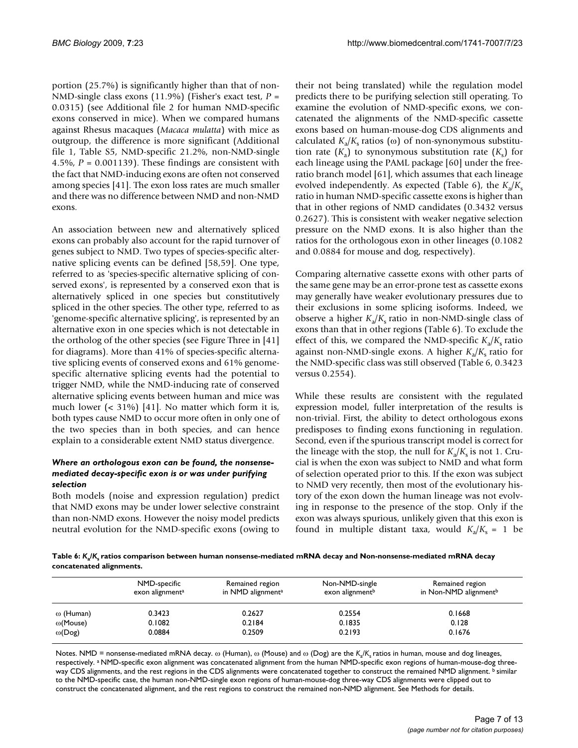portion (25.7%) is significantly higher than that of non-NMD-single class exons (11.9%) (Fisher's exact test, $P = 0.0315$) (see Additional file 2 for human NMD-specific exons conserved in mice). When we compared humans against Rhesus macaques (*Macaca mulatta*) with mice as outgroup, the difference is more significant (Additional file 1, Table S5, NMD-specific 21.2%, non-NMD-single 4.5%, $P = 0.001139$). These findings are consistent with the fact that NMD-inducing exons are often not conserved among species [41]. The exon loss rates are much smaller and there was no difference between NMD and non-NMD exons.

An association between new and alternatively spliced exons can probably also account for the rapid turnover of genes subject to NMD. Two types of species-specific alternative splicing events can be defined [58,59]. One type, referred to as 'species-specific alternative splicing of conserved exons', is represented by a conserved exon that is alternatively spliced in one species but constitutively spliced in the other species. The other type, referred to as 'genome-specific alternative splicing', is represented by an alternative exon in one species which is not detectable in the ortholog of the other species (see Figure Three in [41] for diagrams). More than 41% of species-specific alternative splicing events of conserved exons and 61% genome-specific alternative splicing events had the potential to trigger NMD, while the NMD-inducing rate of conserved alternative splicing events between human and mice was much lower (< 31%) [41]. No matter which form it is, both types cause NMD to occur more often in only one of the two species than in both species, and can hence explain to a considerable extent NMD status divergence.

### *Where an orthologous exon can be found, the nonsense-mediated decay-specific exon is or was under purifying selection*

Both models (noise and expression regulation) predict that NMD exons may be under lower selective constraint than non-NMD exons. However the noisy model predicts neutral evolution for the NMD-specific exons (owing to their not being translated) while the regulation model predicts there to be purifying selection still operating. To examine the evolution of NMD-specific exons, we concatenated the alignments of the NMD-specific cassette exons based on human-mouse-dog CDS alignments and calculated $K_a/K_s$ ratios ($\omega$) of non-synonymous substitution rate ($K_a$) to synonymous substitution rate ($K_s$) for each lineage using the PAML package [60] under the free-ratio branch model [61], which assumes that each lineage evolved independently. As expected (Table 6), the $K_a/K_s$ ratio in human NMD-specific cassette exons is higher than that in other regions of NMD candidates (0.3432 versus 0.2627). This is consistent with weaker negative selection pressure on the NMD exons. It is also higher than the ratios for the orthologous exon in other lineages (0.1082 and 0.0884 for mouse and dog, respectively).

Comparing alternative cassette exons with other parts of the same gene may be an error-prone test as cassette exons may generally have weaker evolutionary pressures due to their exclusions in some splicing isoforms. Indeed, we observe a higher $K_a/K_s$ ratio in non-NMD-single class of exons than that in other regions (Table 6). To exclude the effect of this, we compared the NMD-specific $K_a/K_s$ ratio against non-NMD-single exons. A higher $K_a/K_s$ ratio for the NMD-specific class was still observed (Table 6, 0.3423 versus 0.2554).

While these results are consistent with the regulated expression model, fuller interpretation of the results is non-trivial. First, the ability to detect orthologous exons predisposes to finding exons functioning in regulation. Second, even if the spurious transcript model is correct for the lineage with the stop, the null for $K_a/K_s$ is not 1. Crucial is when the exon was subject to NMD and what form of selection operated prior to this. If the exon was subject to NMD very recently, then most of the evolutionary history of the exon down the human lineage was not evolving in response to the presence of the stop. Only if the exon was always spurious, unlikely given that this exon is found in multiple distant taxa, would $K_a/K_s = 1$ be

**Table 6: $K_a/K_s$ ratios comparison between human nonsense-mediated mRNA decay and Non-nonsense-mediated mRNA decay concatenated alignments.**

| | NMD-specific exon alignment[a] | Remained region in NMD alignment[a] | Non-NMD-single exon alignment[b] | Remained region in Non-NMD alignment[b] |
|---|---|---|---|---|
| $\omega$ (Human) | 0.3423 | 0.2627 | 0.2554 | 0.1668 |
| $\omega$(Mouse) | 0.1082 | 0.2184 | 0.1835 | 0.128 |
| $\omega$(Dog) | 0.0884 | 0.2509 | 0.2193 | 0.1676 |

Notes. NMD = nonsense-mediated mRNA decay. $\omega$ (Human), $\omega$ (Mouse) and $\omega$ (Dog) are the $K_a/K_s$ ratios in human, mouse and dog lineages, respectively. [a] NMD-specific exon alignment was concatenated alignment from the human NMD-specific exon regions of human-mouse-dog three-way CDS alignments, and the rest regions in the CDS alignments were concatenated together to construct the remained NMD alignment. [b] similar to the NMD-specific case, the human non-NMD-single exon regions of human-mouse-dog three-way CDS alignments were clipped out to construct the concatenated alignment, and the rest regions to construct the remained non-NMD alignment. See Methods for details.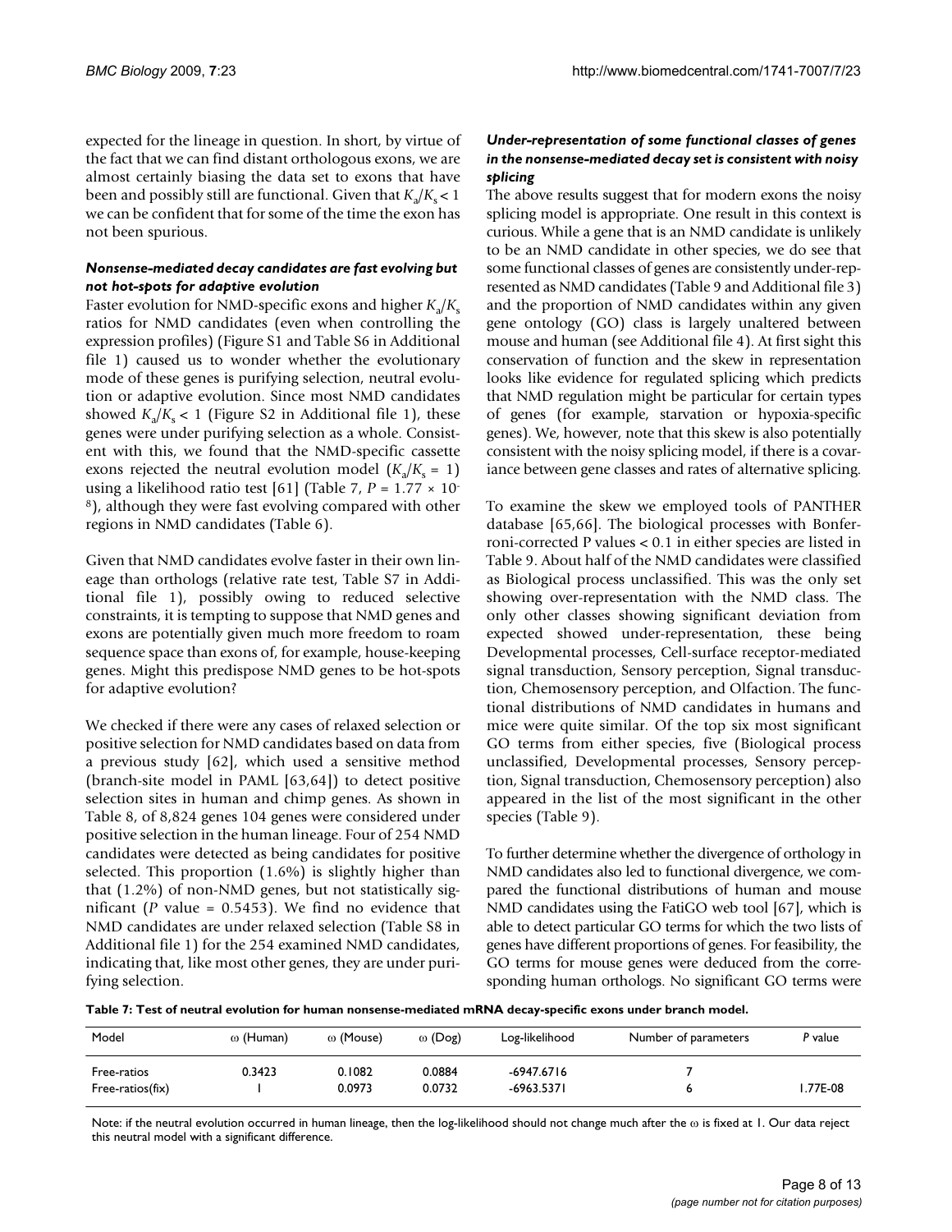expected for the lineage in question. In short, by virtue of the fact that we can find distant orthologous exons, we are almost certainly biasing the data set to exons that have been and possibly still are functional. Given that $K_a/K_s < 1$ we can be confident that for some of the time the exon has not been spurious.

### *Nonsense-mediated decay candidates are fast evolving but not hot-spots for adaptive evolution*

Faster evolution for NMD-specific exons and higher $K_a/K_s$ ratios for NMD candidates (even when controlling the expression profiles) (Figure S1 and Table S6 in Additional file 1) caused us to wonder whether the evolutionary mode of these genes is purifying selection, neutral evolution or adaptive evolution. Since most NMD candidates showed $K_a/K_s < 1$ (Figure S2 in Additional file 1), these genes were under purifying selection as a whole. Consistent with this, we found that the NMD-specific cassette exons rejected the neutral evolution model ($K_a/K_s = 1$) using a likelihood ratio test [61] (Table 7, $P = 1.77 \times 10^{-8}$), although they were fast evolving compared with other regions in NMD candidates (Table 6).

Given that NMD candidates evolve faster in their own lineage than orthologs (relative rate test, Table S7 in Additional file 1), possibly owing to reduced selective constraints, it is tempting to suppose that NMD genes and exons are potentially given much more freedom to roam sequence space than exons of, for example, house-keeping genes. Might this predispose NMD genes to be hot-spots for adaptive evolution?

We checked if there were any cases of relaxed selection or positive selection for NMD candidates based on data from a previous study [62], which used a sensitive method (branch-site model in PAML [63,64]) to detect positive selection sites in human and chimp genes. As shown in Table 8, of 8,824 genes 104 genes were considered under positive selection in the human lineage. Four of 254 NMD candidates were detected as being candidates for positive selected. This proportion (1.6%) is slightly higher than that (1.2%) of non-NMD genes, but not statistically significant ($P$ value = 0.5453). We find no evidence that NMD candidates are under relaxed selection (Table S8 in Additional file 1) for the 254 examined NMD candidates, indicating that, like most other genes, they are under purifying selection.

### *Under-representation of some functional classes of genes in the nonsense-mediated decay set is consistent with noisy splicing*

The above results suggest that for modern exons the noisy splicing model is appropriate. One result in this context is curious. While a gene that is an NMD candidate is unlikely to be an NMD candidate in other species, we do see that some functional classes of genes are consistently under-represented as NMD candidates (Table 9 and Additional file 3) and the proportion of NMD candidates within any given gene ontology (GO) class is largely unaltered between mouse and human (see Additional file 4). At first sight this conservation of function and the skew in representation looks like evidence for regulated splicing which predicts that NMD regulation might be particular for certain types of genes (for example, starvation or hypoxia-specific genes). We, however, note that this skew is also potentially consistent with the noisy splicing model, if there is a covariance between gene classes and rates of alternative splicing.

To examine the skew we employed tools of PANTHER database [65,66]. The biological processes with Bonferroni-corrected P values < 0.1 in either species are listed in Table 9. About half of the NMD candidates were classified as Biological process unclassified. This was the only set showing over-representation with the NMD class. The only other classes showing significant deviation from expected showed under-representation, these being Developmental processes, Cell-surface receptor-mediated signal transduction, Sensory perception, Signal transduction, Chemosensory perception, and Olfaction. The functional distributions of NMD candidates in humans and mice were quite similar. Of the top six most significant GO terms from either species, five (Biological process unclassified, Developmental processes, Sensory perception, Signal transduction, Chemosensory perception) also appeared in the list of the most significant in the other species (Table 9).

To further determine whether the divergence of orthology in NMD candidates also led to functional divergence, we compared the functional distributions of human and mouse NMD candidates using the FatiGO web tool [67], which is able to detect particular GO terms for which the two lists of genes have different proportions of genes. For feasibility, the GO terms for mouse genes were deduced from the corresponding human orthologs. No significant GO terms were

**Table 7: Test of neutral evolution for human nonsense-mediated mRNA decay-specific exons under branch model.**

| Model | ω (Human) | ω (Mouse) | ω (Dog) | Log-likelihood | Number of parameters | *P* value |
|---|---|---|---|---|---|---|
| Free-ratios | 0.3423 | 0.1082 | 0.0884 | -6947.6716 | 7 | |
| Free-ratios(fix) | 1 | 0.0973 | 0.0732 | -6963.5371 | 6 | 1.77E-08 |

Note: if the neutral evolution occurred in human lineage, then the log-likelihood should not change much after the ω is fixed at 1. Our data reject this neutral model with a significant difference.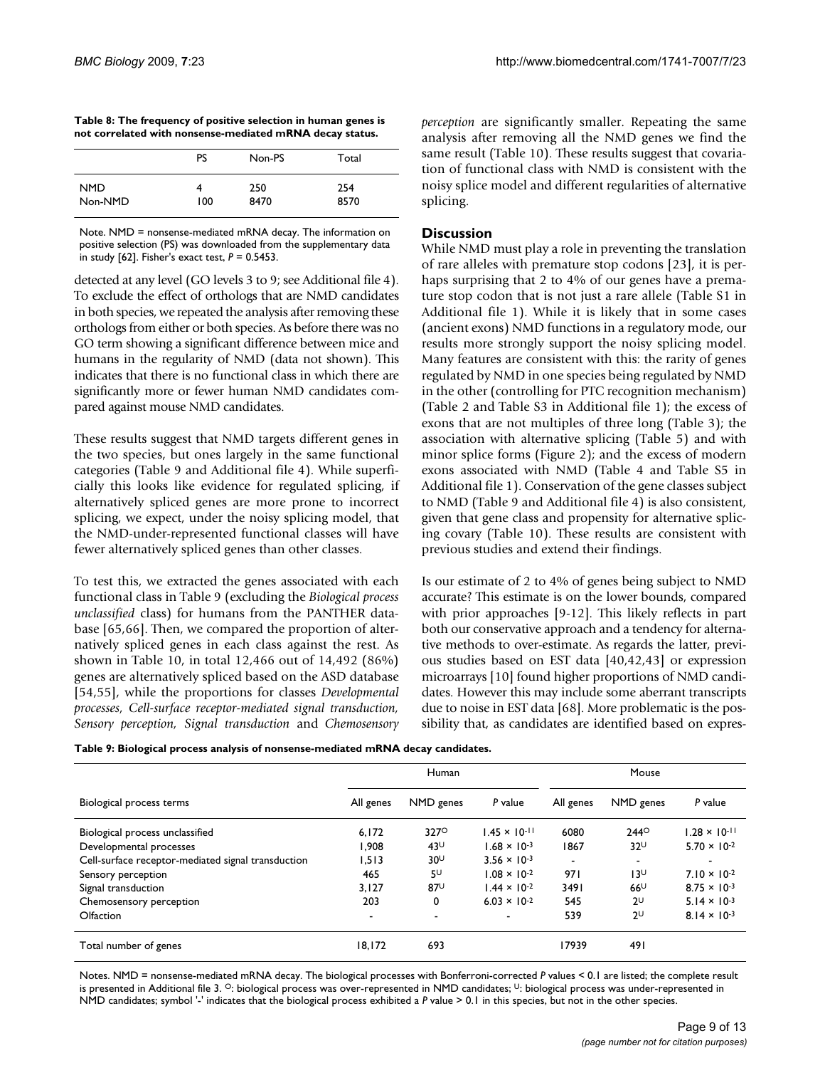**Table 8: The frequency of positive selection in human genes is not correlated with nonsense-mediated mRNA decay status.**

| | PS | Non-PS | Total |
|---|---|---|---|
| NMD | 4 | 250 | 254 |
| Non-NMD | 100 | 8470 | 8570 |

Note. NMD = nonsense-mediated mRNA decay. The information on positive selection (PS) was downloaded from the supplementary data in study [62]. Fisher's exact test, $P = 0.5453$.

detected at any level (GO levels 3 to 9; see Additional file 4). To exclude the effect of orthologs that are NMD candidates in both species, we repeated the analysis after removing these orthologs from either or both species. As before there was no GO term showing a significant difference between mice and humans in the regularity of NMD (data not shown). This indicates that there is no functional class in which there are significantly more or fewer human NMD candidates compared against mouse NMD candidates.

These results suggest that NMD targets different genes in the two species, but ones largely in the same functional categories (Table 9 and Additional file 4). While superficially this looks like evidence for regulated splicing, if alternatively spliced genes are more prone to incorrect splicing, we expect, under the noisy splicing model, that the NMD-under-represented functional classes will have fewer alternatively spliced genes than other classes.

To test this, we extracted the genes associated with each functional class in Table 9 (excluding the *Biological process unclassified* class) for humans from the PANTHER database [65,66]. Then, we compared the proportion of alternatively spliced genes in each class against the rest. As shown in Table 10, in total 12,466 out of 14,492 (86%) genes are alternatively spliced based on the ASD database [54,55], while the proportions for classes *Developmental processes, Cell-surface receptor-mediated signal transduction, Sensory perception, Signal transduction* and *Chemosensory perception* are significantly smaller. Repeating the same analysis after removing all the NMD genes we find the same result (Table 10). These results suggest that covariation of functional class with NMD is consistent with the noisy splice model and different regularities of alternative splicing.

## Discussion

While NMD must play a role in preventing the translation of rare alleles with premature stop codons [23], it is perhaps surprising that 2 to 4% of our genes have a premature stop codon that is not just a rare allele (Table S1 in Additional file 1). While it is likely that in some cases (ancient exons) NMD functions in a regulatory mode, our results more strongly support the noisy splicing model. Many features are consistent with this: the rarity of genes regulated by NMD in one species being regulated by NMD in the other (controlling for PTC recognition mechanism) (Table 2 and Table S3 in Additional file 1); the excess of exons that are not multiples of three long (Table 3); the association with alternative splicing (Table 5) and with minor splice forms (Figure 2); and the excess of modern exons associated with NMD (Table 4 and Table S5 in Additional file 1). Conservation of the gene classes subject to NMD (Table 9 and Additional file 4) is also consistent, given that gene class and propensity for alternative splicing covary (Table 10). These results are consistent with previous studies and extend their findings.

Is our estimate of 2 to 4% of genes being subject to NMD accurate? This estimate is on the lower bounds, compared with prior approaches [9-12]. This likely reflects in part both our conservative approach and a tendency for alternative methods to over-estimate. As regards the latter, previous studies based on EST data [40,42,43] or expression microarrays [10] found higher proportions of NMD candidates. However this may include some aberrant transcripts due to noise in EST data [68]. More problematic is the possibility that, as candidates are identified based on expres-

**Table 9: Biological process analysis of nonsense-mediated mRNA decay candidates.**

| | Human | | | Mouse | | |
|---|---|---|---|---|---|---|
| Biological process terms | All genes | NMD genes | *P* value | All genes | NMD genes | *P* value |
| Biological process unclassified | 6,172 | 327[O] | $1.45 \times 10^{-11}$ | 6080 | 244[O] | $1.28 \times 10^{-11}$ |
| Developmental processes | 1,908 | 43[U] | $1.68 \times 10^{-3}$ | 1867 | 32[U] | $5.70 \times 10^{-2}$ |
| Cell-surface receptor-mediated signal transduction | 1,513 | 30[U] | $3.56 \times 10^{-3}$ | - | - | - |
| Sensory perception | 465 | 5[U] | $1.08 \times 10^{-2}$ | 971 | 13[U] | $7.10 \times 10^{-2}$ |
| Signal transduction | 3,127 | 87[U] | $1.44 \times 10^{-2}$ | 3491 | 66[U] | $8.75 \times 10^{-3}$ |
| Chemosensory perception | 203 | 0 | $6.03 \times 10^{-2}$ | 545 | 2[U] | $5.14 \times 10^{-3}$ |
| Olfaction | - | - | - | 539 | 2[U] | $8.14 \times 10^{-3}$ |
| Total number of genes | 18,172 | 693 | | 17939 | 491 | |

Notes. NMD = nonsense-mediated mRNA decay. The biological processes with Bonferroni-corrected *P* values < 0.1 are listed; the complete result is presented in Additional file 3. [O]: biological process was over-represented in NMD candidates; [U]: biological process was under-represented in NMD candidates; symbol '-' indicates that the biological process exhibited a *P* value > 0.1 in this species, but not in the other species.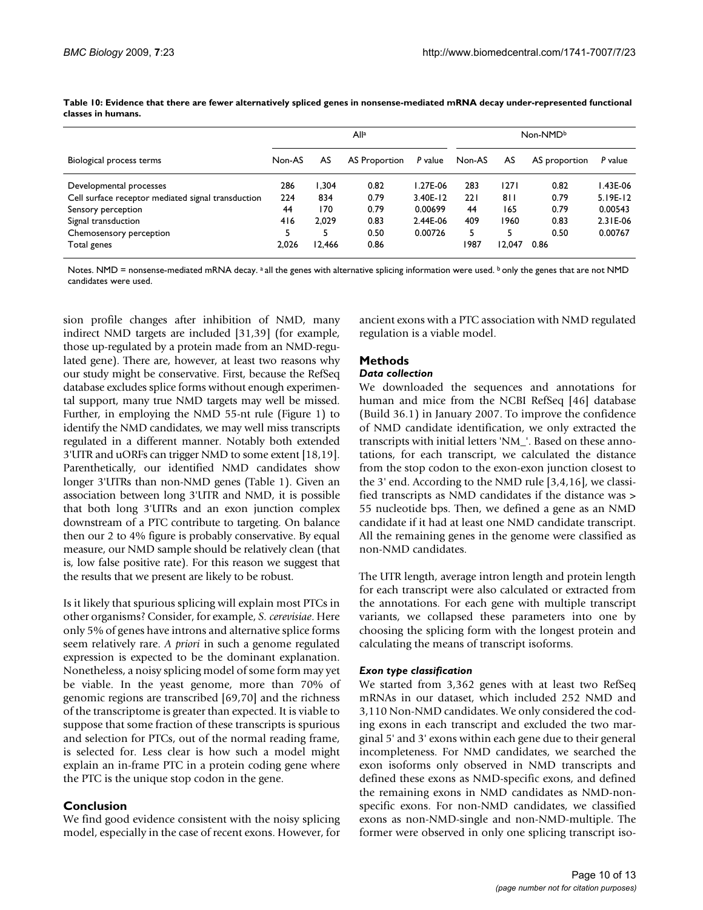**Table 10: Evidence that there are fewer alternatively spliced genes in nonsense-mediated mRNA decay under-represented functional classes in humans.**

| Biological process terms | All[a] | | | | Non-NMD[b] | | | |
|---|---|---|---|---|---|---|---|---|
| | Non-AS | AS | AS Proportion | *P* value | Non-AS | AS | AS proportion | *P* value |
| Developmental processes | 286 | 1,304 | 0.82 | 1.27E-06 | 283 | 1271 | 0.82 | 1.43E-06 |
| Cell surface receptor mediated signal transduction | 224 | 834 | 0.79 | 3.40E-12 | 221 | 811 | 0.79 | 5.19E-12 |
| Sensory perception | 44 | 170 | 0.79 | 0.00699 | 44 | 165 | 0.79 | 0.00543 |
| Signal transduction | 416 | 2,029 | 0.83 | 2.44E-06 | 409 | 1960 | 0.83 | 2.31E-06 |
| Chemosensory perception | 5 | 5 | 0.50 | 0.00726 | 5 | 5 | 0.50 | 0.00767 |
| Total genes | 2,026 | 12,466 | 0.86 | | 1987 | 12,047 | 0.86 | |

Notes. NMD = nonsense-mediated mRNA decay. [a] all the genes with alternative splicing information were used. [b] only the genes that are not NMD candidates were used.

sion profile changes after inhibition of NMD, many indirect NMD targets are included [31,39] (for example, those up-regulated by a protein made from an NMD-regulated gene). There are, however, at least two reasons why our study might be conservative. First, because the RefSeq database excludes splice forms without enough experimental support, many true NMD targets may well be missed. Further, in employing the NMD 55-nt rule (Figure 1) to identify the NMD candidates, we may well miss transcripts regulated in a different manner. Notably both extended 3'UTR and uORFs can trigger NMD to some extent [18,19]. Parenthetically, our identified NMD candidates show longer 3'UTRs than non-NMD genes (Table 1). Given an association between long 3'UTR and NMD, it is possible that both long 3'UTRs and an exon junction complex downstream of a PTC contribute to targeting. On balance then our 2 to 4% figure is probably conservative. By equal measure, our NMD sample should be relatively clean (that is, low false positive rate). For this reason we suggest that the results that we present are likely to be robust.

Is it likely that spurious splicing will explain most PTCs in other organisms? Consider, for example, *S. cerevisiae*. Here only 5% of genes have introns and alternative splice forms seem relatively rare. *A priori* in such a genome regulated expression is expected to be the dominant explanation. Nonetheless, a noisy splicing model of some form may yet be viable. In the yeast genome, more than 70% of genomic regions are transcribed [69,70] and the richness of the transcriptome is greater than expected. It is viable to suppose that some fraction of these transcripts is spurious and selection for PTCs, out of the normal reading frame, is selected for. Less clear is how such a model might explain an in-frame PTC in a protein coding gene where the PTC is the unique stop codon in the gene.

## Conclusion

We find good evidence consistent with the noisy splicing model, especially in the case of recent exons. However, for ancient exons with a PTC association with NMD regulated regulation is a viable model.

## Methods

### *Data collection*

We downloaded the sequences and annotations for human and mice from the NCBI RefSeq [46] database (Build 36.1) in January 2007. To improve the confidence of NMD candidate identification, we only extracted the transcripts with initial letters 'NM_'. Based on these annotations, for each transcript, we calculated the distance from the stop codon to the exon-exon junction closest to the 3' end. According to the NMD rule [3,4,16], we classified transcripts as NMD candidates if the distance was > 55 nucleotide bps. Then, we defined a gene as an NMD candidate if it had at least one NMD candidate transcript. All the remaining genes in the genome were classified as non-NMD candidates.

The UTR length, average intron length and protein length for each transcript were also calculated or extracted from the annotations. For each gene with multiple transcript variants, we collapsed these parameters into one by choosing the splicing form with the longest protein and calculating the means of transcript isoforms.

### *Exon type classification*

We started from 3,362 genes with at least two RefSeq mRNAs in our dataset, which included 252 NMD and 3,110 Non-NMD candidates. We only considered the coding exons in each transcript and excluded the two marginal 5' and 3' exons within each gene due to their general incompleteness. For NMD candidates, we searched the exon isoforms only observed in NMD transcripts and defined these exons as NMD-specific exons, and defined the remaining exons in NMD candidates as NMD-nonspecific exons. For non-NMD candidates, we classified exons as non-NMD-single and non-NMD-multiple. The former were observed in only one splicing transcript iso-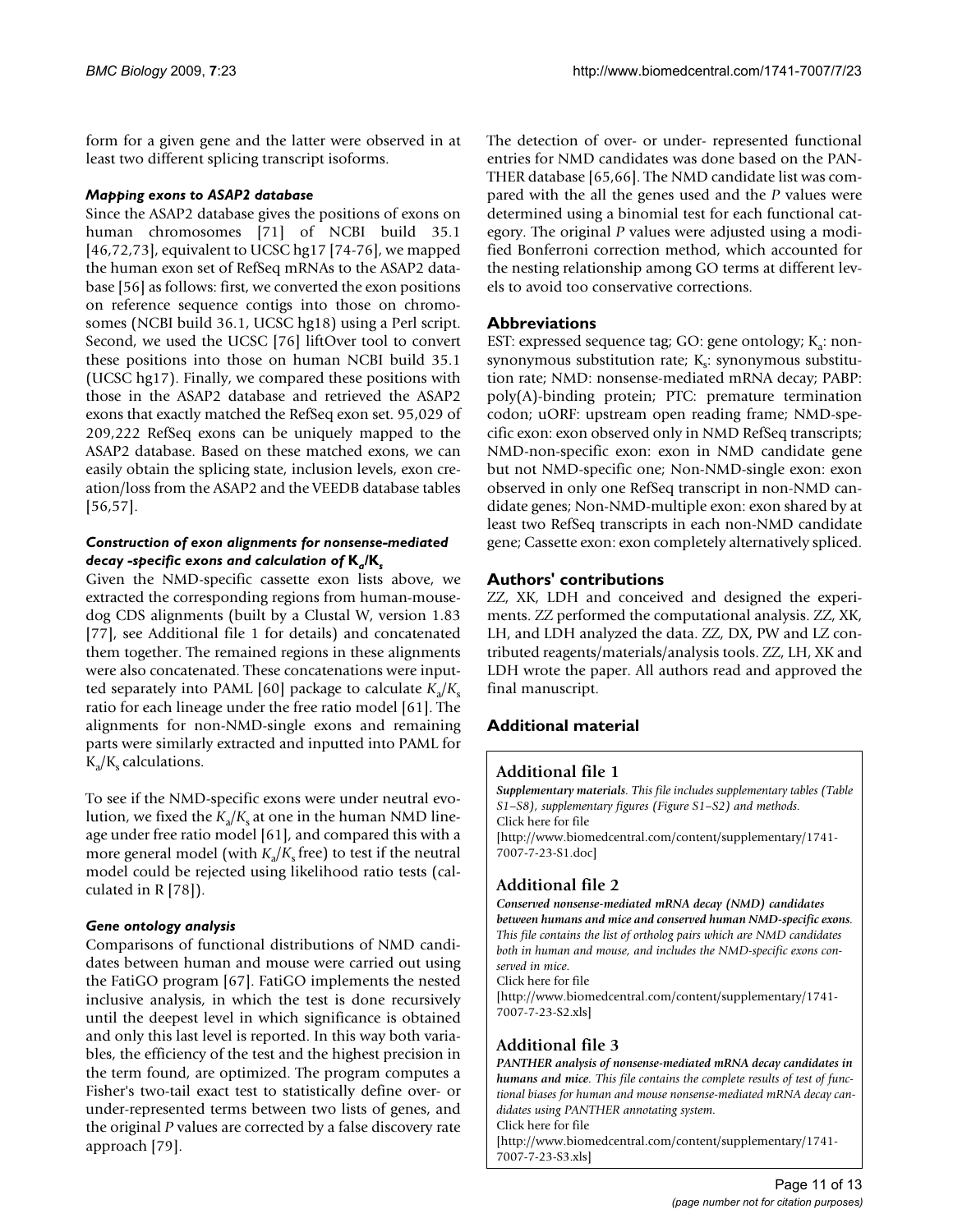form for a given gene and the latter were observed in at least two different splicing transcript isoforms.

#### *Mapping exons to ASAP2 database*

Since the ASAP2 database gives the positions of exons on human chromosomes [71] of NCBI build 35.1 [46,72,73], equivalent to UCSC hg17 [74-76], we mapped the human exon set of RefSeq mRNAs to the ASAP2 database [56] as follows: first, we converted the exon positions on reference sequence contigs into those on chromosomes (NCBI build 36.1, UCSC hg18) using a Perl script. Second, we used the UCSC [76] liftOver tool to convert these positions into those on human NCBI build 35.1 (UCSC hg17). Finally, we compared these positions with those in the ASAP2 database and retrieved the ASAP2 exons that exactly matched the RefSeq exon set. 95,029 of 209,222 RefSeq exons can be uniquely mapped to the ASAP2 database. Based on these matched exons, we can easily obtain the splicing state, inclusion levels, exon creation/loss from the ASAP2 and the VEEDB database tables [56,57].

#### *Construction of exon alignments for nonsense-mediated decay -specific exons and calculation of $K_a/K_s$*

Given the NMD-specific cassette exon lists above, we extracted the corresponding regions from human-mouse-dog CDS alignments (built by a Clustal W, version 1.83 [77], see Additional file 1 for details) and concatenated them together. The remained regions in these alignments were also concatenated. These concatenations were inputted separately into PAML [60] package to calculate $K_a/K_s$ ratio for each lineage under the free ratio model [61]. The alignments for non-NMD-single exons and remaining parts were similarly extracted and inputted into PAML for $K_a/K_s$ calculations.

To see if the NMD-specific exons were under neutral evolution, we fixed the $K_a/K_s$ at one in the human NMD lineage under free ratio model [61], and compared this with a more general model (with $K_a/K_s$ free) to test if the neutral model could be rejected using likelihood ratio tests (calculated in R [78]).

#### *Gene ontology analysis*

Comparisons of functional distributions of NMD candidates between human and mouse were carried out using the FatiGO program [67]. FatiGO implements the nested inclusive analysis, in which the test is done recursively until the deepest level in which significance is obtained and only this last level is reported. In this way both variables, the efficiency of the test and the highest precision in the term found, are optimized. The program computes a Fisher's two-tail exact test to statistically define over- or under-represented terms between two lists of genes, and the original *P* values are corrected by a false discovery rate approach [79].

The detection of over- or under- represented functional entries for NMD candidates was done based on the PANTHER database [65,66]. The NMD candidate list was compared with the all the genes used and the *P* values were determined using a binomial test for each functional category. The original *P* values were adjusted using a modified Bonferroni correction method, which accounted for the nesting relationship among GO terms at different levels to avoid too conservative corrections.

## Abbreviations

EST: expressed sequence tag; GO: gene ontology; $K_a$: nonsynonymous substitution rate; $K_s$: synonymous substitution rate; NMD: nonsense-mediated mRNA decay; PABP: poly(A)-binding protein; PTC: premature termination codon; uORF: upstream open reading frame; NMD-specific exon: exon observed only in NMD RefSeq transcripts; NMD-non-specific exon: exon in NMD candidate gene but not NMD-specific one; Non-NMD-single exon: exon observed in only one RefSeq transcript in non-NMD candidate genes; Non-NMD-multiple exon: exon shared by at least two RefSeq transcripts in each non-NMD candidate gene; Cassette exon: exon completely alternatively spliced.

## Authors' contributions

ZZ, XK, LDH and conceived and designed the experiments. ZZ performed the computational analysis. ZZ, XK, LH, and LDH analyzed the data. ZZ, DX, PW and LZ contributed reagents/materials/analysis tools. ZZ, LH, XK and LDH wrote the paper. All authors read and approved the final manuscript.

## Additional material

### Additional file 1

***Supplementary materials****. This file includes supplementary tables (Table S1–S8), supplementary figures (Figure S1–S2) and methods.*
Click here for file
[http://www.biomedcentral.com/content/supplementary/1741-7007-7-23-S1.doc]

### Additional file 2

***Conserved nonsense-mediated mRNA decay (NMD) candidates between humans and mice and conserved human NMD-specific exons****. This file contains the list of ortholog pairs which are NMD candidates both in human and mouse, and includes the NMD-specific exons conserved in mice.*
Click here for file
[http://www.biomedcentral.com/content/supplementary/1741-7007-7-23-S2.xls]

### Additional file 3

***PANTHER analysis of nonsense-mediated mRNA decay candidates in humans and mice****. This file contains the complete results of test of functional biases for human and mouse nonsense-mediated mRNA decay candidates using PANTHER annotating system.*
Click here for file
[http://www.biomedcentral.com/content/supplementary/1741-7007-7-23-S3.xls]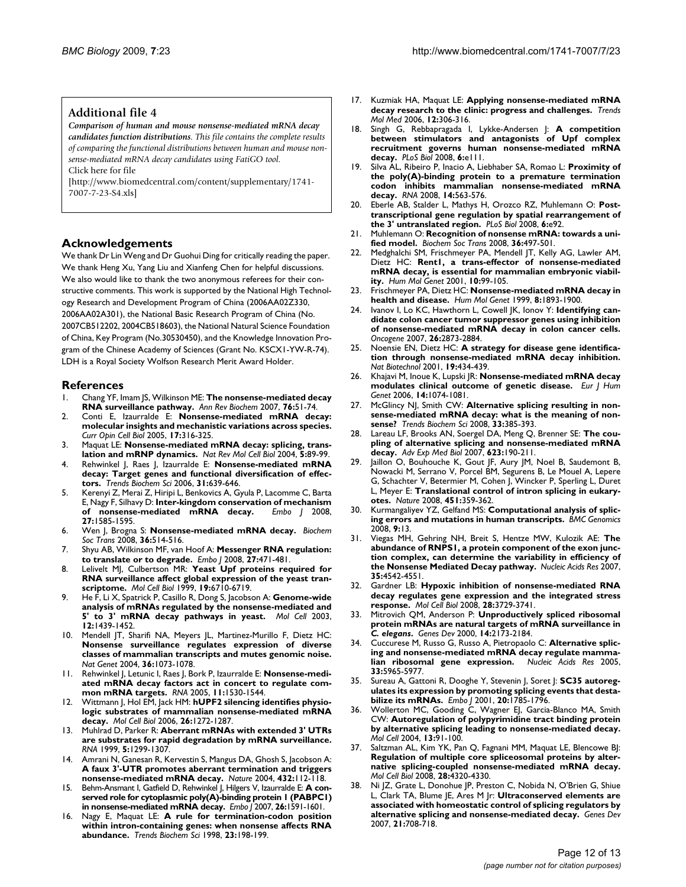## Additional file 4

***Comparison of human and mouse nonsense-mediated mRNA decay candidates function distributions.*** *This file contains the complete results of comparing the functional distributions between human and mouse nonsense-mediated mRNA decay candidates using FatiGO tool.*
Click here for file
[http://www.biomedcentral.com/content/supplementary/1741-7007-7-23-S4.xls]

## Acknowledgements

We thank Dr Lin Weng and Dr Guohui Ding for critically reading the paper. We thank Heng Xu, Yang Liu and Xianfeng Chen for helpful discussions. We also would like to thank the two anonymous referees for their constructive comments. This work is supported by the National High Technology Research and Development Program of China (2006AA02Z330, 2006AA02A301), the National Basic Research Program of China (No. 2007CB512202, 2004CB518603), the National Natural Science Foundation of China, Key Program (No.30530450), and the Knowledge Innovation Program of the Chinese Academy of Sciences (Grant No. KSCX1-YW-R-74). LDH is a Royal Society Wolfson Research Merit Award Holder.

## References

1. Chang YF, Imam JS, Wilkinson ME: **The nonsense-mediated decay RNA surveillance pathway.** *Ann Rev Biochem* 2007, **76:**51-74.
2. Conti E, Izaurralde E: **Nonsense-mediated mRNA decay: molecular insights and mechanistic variations across species.** *Curr Opin Cell Biol* 2005, **17:**316-325.
3. Maquat LE: **Nonsense-mediated mRNA decay: splicing, translation and mRNP dynamics.** *Nat Rev Mol Cell Biol* 2004, **5:**89-99.
4. Rehwinkel J, Raes J, Izaurralde E: **Nonsense-mediated mRNA decay: Target genes and functional diversification of effectors.** *Trends Biochem Sci* 2006, **31:**639-646.
5. Kerenyi Z, Merai Z, Hiripi L, Benkovics A, Gyula P, Lacomme C, Barta E, Nagy F, Silhavy D: **Inter-kingdom conservation of mechanism of nonsense-mediated mRNA decay.** *Embo J* 2008, **27:**1585-1595.
6. Wen J, Brogna S: **Nonsense-mediated mRNA decay.** *Biochem Soc Trans* 2008, **36:**514-516.
7. Shyu AB, Wilkinson MF, van Hoof A: **Messenger RNA regulation: to translate or to degrade.** *Embo J* 2008, **27:**471-481.
8. Lelivelt MJ, Culbertson MR: **Yeast Upf proteins required for RNA surveillance affect global expression of the yeast transcriptome.** *Mol Cell Biol* 1999, **19:**6710-6719.
9. He F, Li X, Spatrick P, Casillo R, Dong S, Jacobson A: **Genome-wide analysis of mRNAs regulated by the nonsense-mediated and 5' to 3' mRNA decay pathways in yeast.** *Mol Cell* 2003, **12:**1439-1452.
10. Mendell JT, Sharifi NA, Meyers JL, Martinez-Murillo F, Dietz HC: **Nonsense surveillance regulates expression of diverse classes of mammalian transcripts and mutes genomic noise.** *Nat Genet* 2004, **36:**1073-1078.
11. Rehwinkel J, Letunic I, Raes J, Bork P, Izaurralde E: **Nonsense-mediated mRNA decay factors act in concert to regulate common mRNA targets.** *RNA* 2005, **11:**1530-1544.
12. Wittmann J, Hol EM, Jack HM: **hUPF2 silencing identifies physiologic substrates of mammalian nonsense-mediated mRNA decay.** *Mol Cell Biol* 2006, **26:**1272-1287.
13. Muhlrad D, Parker R: **Aberrant mRNAs with extended 3' UTRs are substrates for rapid degradation by mRNA surveillance.** *RNA* 1999, **5:**1299-1307.
14. Amrani N, Ganesan R, Kervestin S, Mangus DA, Ghosh S, Jacobson A: **A faux 3'-UTR promotes aberrant termination and triggers nonsense-mediated mRNA decay.** *Nature* 2004, **432:**112-118.
15. Behm-Ansmant I, Gatfield D, Rehwinkel J, Hilgers V, Izaurralde E: **A conserved role for cytoplasmic poly(A)-binding protein 1 (PABPC1) in nonsense-mediated mRNA decay.** *Embo J* 2007, **26:**1591-1601.
16. Nagy E, Maquat LE: **A rule for termination-codon position within intron-containing genes: when nonsense affects RNA abundance.** *Trends Biochem Sci* 1998, **23:**198-199.
17. Kuzmiak HA, Maquat LE: **Applying nonsense-mediated mRNA decay research to the clinic: progress and challenges.** *Trends Mol Med* 2006, **12:**306-316.
18. Singh G, Rebbapragada I, Lykke-Andersen J: **A competition between stimulators and antagonists of Upf complex recruitment governs human nonsense-mediated mRNA decay.** *PLoS Biol* 2008, **6:**e111.
19. Silva AL, Ribeiro P, Inacio A, Liebhaber SA, Romao L: **Proximity of the poly(A)-binding protein to a premature termination codon inhibits mammalian nonsense-mediated mRNA decay.** *RNA* 2008, **14:**563-576.
20. Eberle AB, Stalder L, Mathys H, Orozco RZ, Muhlemann O: **Post-transcriptional gene regulation by spatial rearrangement of the 3' untranslated region.** *PLoS Biol* 2008, **6:**e92.
21. Muhlemann O: **Recognition of nonsense mRNA: towards a unified model.** *Biochem Soc Trans* 2008, **36:**497-501.
22. Medghalchi SM, Frischmeyer PA, Mendell JT, Kelly AG, Lawler AM, Dietz HC: **Rent1, a trans-effector of nonsense-mediated mRNA decay, is essential for mammalian embryonic viability.** *Hum Mol Genet* 2001, **10:**99-105.
23. Frischmeyer PA, Dietz HC: **Nonsense-mediated mRNA decay in health and disease.** *Hum Mol Genet* 1999, **8:**1893-1900.
24. Ivanov I, Lo KC, Hawthorn L, Cowell JK, Ionov Y: **Identifying candidate colon cancer tumor suppressor genes using inhibition of nonsense-mediated mRNA decay in colon cancer cells.** *Oncogene* 2007, **26:**2873-2884.
25. Noensie EN, Dietz HC: **A strategy for disease gene identification through nonsense-mediated mRNA decay inhibition.** *Nat Biotechnol* 2001, **19:**434-439.
26. Khajavi M, Inoue K, Lupski JR: **Nonsense-mediated mRNA decay modulates clinical outcome of genetic disease.** *Eur J Hum Genet* 2006, **14:**1074-1081.
27. McGlincy NJ, Smith CW: **Alternative splicing resulting in nonsense-mediated mRNA decay: what is the meaning of nonsense?** *Trends Biochem Sci* 2008, **33:**385-393.
28. Lareau LF, Brooks AN, Soergel DA, Meng Q, Brenner SE: **The coupling of alternative splicing and nonsense-mediated mRNA decay.** *Adv Exp Med Biol* 2007, **623:**190-211.
29. Jaillon O, Bouhouche K, Gout JF, Aury JM, Noel B, Saudemont B, Nowacki M, Serrano V, Porcel BM, Segurens B, Le Mouel A, Lepere G, Schachter V, Betermier M, Cohen J, Wincker P, Sperling L, Duret L, Meyer E: **Translational control of intron splicing in eukaryotes.** *Nature* 2008, **451:**359-362.
30. Kurmangaliyev YZ, Gelfand MS: **Computational analysis of splicing errors and mutations in human transcripts.** *BMC Genomics* 2008, **9:**13.
31. Viegas MH, Gehring NH, Breit S, Hentze MW, Kulozik AE: **The abundance of RNPS1, a protein component of the exon junction complex, can determine the variability in efficiency of the Nonsense Mediated Decay pathway.** *Nucleic Acids Res* 2007, **35:**4542-4551.
32. Gardner LB: **Hypoxic inhibition of nonsense-mediated RNA decay regulates gene expression and the integrated stress response.** *Mol Cell Biol* 2008, **28:**3729-3741.
33. Mitrovich QM, Anderson P: **Unproductively spliced ribosomal protein mRNAs are natural targets of mRNA surveillance in *C. elegans*.** *Genes Dev* 2000, **14:**2173-2184.
34. Cuccurese M, Russo G, Russo A, Pietropaolo C: **Alternative splicing and nonsense-mediated mRNA decay regulate mammalian ribosomal gene expression.** *Nucleic Acids Res* 2005, **33:**5965-5977.
35. Sureau A, Gattoni R, Dooghe Y, Stevenin J, Soret J: **SC35 autoregulates its expression by promoting splicing events that destabilize its mRNAs.** *Embo J* 2001, **20:**1785-1796.
36. Wollerton MC, Gooding C, Wagner EJ, Garcia-Blanco MA, Smith CW: **Autoregulation of polypyrimidine tract binding protein by alternative splicing leading to nonsense-mediated decay.** *Mol Cell* 2004, **13:**91-100.
37. Saltzman AL, Kim YK, Pan Q, Fagnani MM, Maquat LE, Blencowe BJ: **Regulation of multiple core spliceosomal proteins by alternative splicing-coupled nonsense-mediated mRNA decay.** *Mol Cell Biol* 2008, **28:**4320-4330.
38. Ni JZ, Grate L, Donohue JP, Preston C, Nobida N, O'Brien G, Shiue L, Clark TA, Blume JE, Ares M Jr: **Ultraconserved elements are associated with homeostatic control of splicing regulators by alternative splicing and nonsense-mediated decay.** *Genes Dev* 2007, **21:**708-718.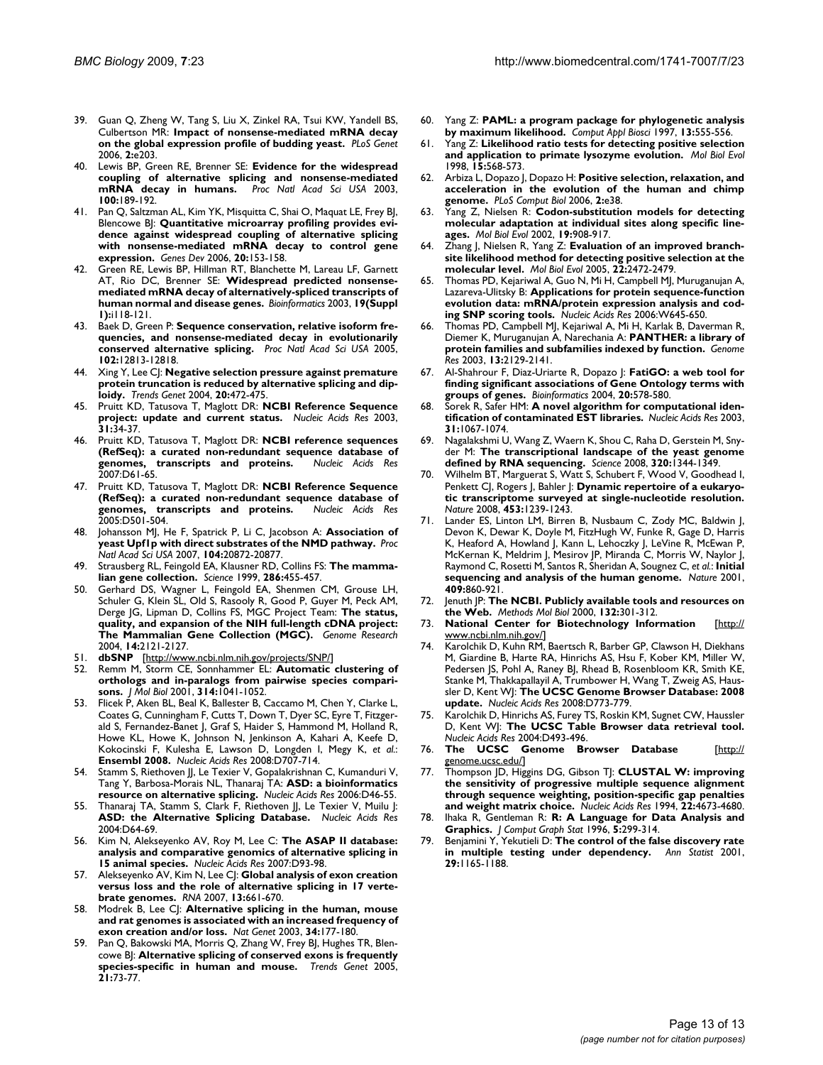39. Guan Q, Zheng W, Tang S, Liu X, Zinkel RA, Tsui KW, Yandell BS, Culbertson MR: **Impact of nonsense-mediated mRNA decay on the global expression profile of budding yeast.** *PLoS Genet* 2006, **2:**e203.
40. Lewis BP, Green RE, Brenner SE: **Evidence for the widespread coupling of alternative splicing and nonsense-mediated mRNA decay in humans.** *Proc Natl Acad Sci USA* 2003, **100:**189-192.
41. Pan Q, Saltzman AL, Kim YK, Misquitta C, Shai O, Maquat LE, Frey BJ, Blencowe BJ: **Quantitative microarray profiling provides evidence against widespread coupling of alternative splicing with nonsense-mediated mRNA decay to control gene expression.** *Genes Dev* 2006, **20:**153-158.
42. Green RE, Lewis BP, Hillman RT, Blanchette M, Lareau LF, Garnett AT, Rio DC, Brenner SE: **Widespread predicted nonsense-mediated mRNA decay of alternatively-spliced transcripts of human normal and disease genes.** *Bioinformatics* 2003, **19(Suppl 1):**i118-121.
43. Baek D, Green P: **Sequence conservation, relative isoform frequencies, and nonsense-mediated decay in evolutionarily conserved alternative splicing.** *Proc Natl Acad Sci USA* 2005, **102:**12813-12818.
44. Xing Y, Lee CJ: **Negative selection pressure against premature protein truncation is reduced by alternative splicing and diploidy.** *Trends Genet* 2004, **20:**472-475.
45. Pruitt KD, Tatusova T, Maglott DR: **NCBI Reference Sequence project: update and current status.** *Nucleic Acids Res* 2003, **31:**34-37.
46. Pruitt KD, Tatusova T, Maglott DR: **NCBI reference sequences (RefSeq): a curated non-redundant sequence database of genomes, transcripts and proteins.** *Nucleic Acids Res* 2007:D61-65.
47. Pruitt KD, Tatusova T, Maglott DR: **NCBI Reference Sequence (RefSeq): a curated non-redundant sequence database of genomes, transcripts and proteins.** *Nucleic Acids Res* 2005:D501-504.
48. Johansson MJ, He F, Spatrick P, Li C, Jacobson A: **Association of yeast Upf1p with direct substrates of the NMD pathway.** *Proc Natl Acad Sci USA* 2007, **104:**20872-20877.
49. Strausberg RL, Feingold EA, Klausner RD, Collins FS: **The mammalian gene collection.** *Science* 1999, **286:**455-457.
50. Gerhard DS, Wagner L, Feingold EA, Shenmen CM, Grouse LH, Schuler G, Klein SL, Old S, Rasooly R, Good P, Guyer M, Peck AM, Derge JG, Lipman D, Collins FS, MGC Project Team: **The status, quality, and expansion of the NIH full-length cDNA project: The Mammalian Gene Collection (MGC).** *Genome Research* 2004, **14:**2121-2127.
51. **dbSNP** [http://www.ncbi.nlm.nih.gov/projects/SNP/]
52. Remm M, Storm CE, Sonnhammer EL: **Automatic clustering of orthologs and in-paralogs from pairwise species comparisons.** *J Mol Biol* 2001, **314:**1041-1052.
53. Flicek P, Aken BL, Beal K, Ballester B, Caccamo M, Chen Y, Clarke L, Coates G, Cunningham F, Cutts T, Down T, Dyer SC, Eyre T, Fitzgerald S, Fernandez-Banet J, Graf S, Haider S, Hammond M, Holland R, Howe KL, Howe K, Johnson N, Jenkinson A, Kahari A, Keefe D, Kokocinski F, Kulesha E, Lawson D, Longden I, Megy K, *et al.*: **Ensembl 2008.** *Nucleic Acids Res* 2008:D707-714.
54. Stamm S, Riethoven JJ, Le Texier V, Gopalakrishnan C, Kumanduri V, Tang Y, Barbosa-Morais NL, Thanaraj TA: **ASD: a bioinformatics resource on alternative splicing.** *Nucleic Acids Res* 2006:D46-55.
55. Thanaraj TA, Stamm S, Clark F, Riethoven JJ, Le Texier V, Muilu J: **ASD: the Alternative Splicing Database.** *Nucleic Acids Res* 2004:D64-69.
56. Kim N, Alekseyenko AV, Roy M, Lee C: **The ASAP II database: analysis and comparative genomics of alternative splicing in 15 animal species.** *Nucleic Acids Res* 2007:D93-98.
57. Alekseyenko AV, Kim N, Lee CJ: **Global analysis of exon creation versus loss and the role of alternative splicing in 17 vertebrate genomes.** *RNA* 2007, **13:**661-670.
58. Modrek B, Lee CJ: **Alternative splicing in the human, mouse and rat genomes is associated with an increased frequency of exon creation and/or loss.** *Nat Genet* 2003, **34:**177-180.
59. Pan Q, Bakowski MA, Morris Q, Zhang W, Frey BJ, Hughes TR, Blencowe BJ: **Alternative splicing of conserved exons is frequently species-specific in human and mouse.** *Trends Genet* 2005, **21:**73-77.
60. Yang Z: **PAML: a program package for phylogenetic analysis by maximum likelihood.** *Comput Appl Biosci* 1997, **13:**555-556.
61. Yang Z: **Likelihood ratio tests for detecting positive selection and application to primate lysozyme evolution.** *Mol Biol Evol* 1998, **15:**568-573.
62. Arbiza L, Dopazo J, Dopazo H: **Positive selection, relaxation, and acceleration in the evolution of the human and chimp genome.** *PLoS Comput Biol* 2006, **2:**e38.
63. Yang Z, Nielsen R: **Codon-substitution models for detecting molecular adaptation at individual sites along specific lineages.** *Mol Biol Evol* 2002, **19:**908-917.
64. Zhang J, Nielsen R, Yang Z: **Evaluation of an improved branch-site likelihood method for detecting positive selection at the molecular level.** *Mol Biol Evol* 2005, **22:**2472-2479.
65. Thomas PD, Kejariwal A, Guo N, Mi H, Campbell MJ, Muruganujan A, Lazareva-Ulitsky B: **Applications for protein sequence-function evolution data: mRNA/protein expression analysis and coding SNP scoring tools.** *Nucleic Acids Res* 2006:W645-650.
66. Thomas PD, Campbell MJ, Kejariwal A, Mi H, Karlak B, Daverman R, Diemer K, Muruganujan A, Narechania A: **PANTHER: a library of protein families and subfamilies indexed by function.** *Genome Res* 2003, **13:**2129-2141.
67. Al-Shahrour F, Diaz-Uriarte R, Dopazo J: **FatiGO: a web tool for finding significant associations of Gene Ontology terms with groups of genes.** *Bioinformatics* 2004, **20:**578-580.
68. Sorek R, Safer HM: **A novel algorithm for computational identification of contaminated EST libraries.** *Nucleic Acids Res* 2003, **31:**1067-1074.
69. Nagalakshmi U, Wang Z, Waern K, Shou C, Raha D, Gerstein M, Snyder M: **The transcriptional landscape of the yeast genome defined by RNA sequencing.** *Science* 2008, **320:**1344-1349.
70. Wilhelm BT, Marguerat S, Watt S, Schubert F, Wood V, Goodhead I, Penkett CJ, Rogers J, Bahler J: **Dynamic repertoire of a eukaryotic transcriptome surveyed at single-nucleotide resolution.** *Nature* 2008, **453:**1239-1243.
71. Lander ES, Linton LM, Birren B, Nusbaum C, Zody MC, Baldwin J, Devon K, Dewar K, Doyle M, FitzHugh W, Funke R, Gage D, Harris K, Heaford A, Howland J, Kann L, Lehoczky J, LeVine R, McEwan P, McKernan K, Meldrim J, Mesirov JP, Miranda C, Morris W, Naylor J, Raymond C, Rosetti M, Santos R, Sheridan A, Sougnez C, *et al.*: **Initial sequencing and analysis of the human genome.** *Nature* 2001, **409:**860-921.
72. Jenuth JP: **The NCBI. Publicly available tools and resources on the Web.** *Methods Mol Biol* 2000, **132:**301-312.
73. **National Center for Biotechnology Information** [http://www.ncbi.nlm.nih.gov/]
74. Karolchik D, Kuhn RM, Baertsch R, Barber GP, Clawson H, Diekhans M, Giardine B, Harte RA, Hinrichs AS, Hsu F, Kober KM, Miller W, Pedersen JS, Pohl A, Raney BJ, Rhead B, Rosenbloom KR, Smith KE, Stanke M, Thakkapallayil A, Trumbower H, Wang T, Zweig AS, Haussler D, Kent WJ: **The UCSC Genome Browser Database: 2008 update.** *Nucleic Acids Res* 2008:D773-779.
75. Karolchik D, Hinrichs AS, Furey TS, Roskin KM, Sugnet CW, Haussler D, Kent WJ: **The UCSC Table Browser data retrieval tool.** *Nucleic Acids Res* 2004:D493-496.
76. **The UCSC Genome Browser Database** [http://genome.ucsc.edu/]
77. Thompson JD, Higgins DG, Gibson TJ: **CLUSTAL W: improving the sensitivity of progressive multiple sequence alignment through sequence weighting, position-specific gap penalties and weight matrix choice.** *Nucleic Acids Res* 1994, **22:**4673-4680.
78. Ihaka R, Gentleman R: **R: A Language for Data Analysis and Graphics.** *J Comput Graph Stat* 1996, **5:**299-314.
79. Benjamini Y, Yekutieli D: **The control of the false discovery rate in multiple testing under dependency.** *Ann Statist* 2001, **29:**1165-1188.